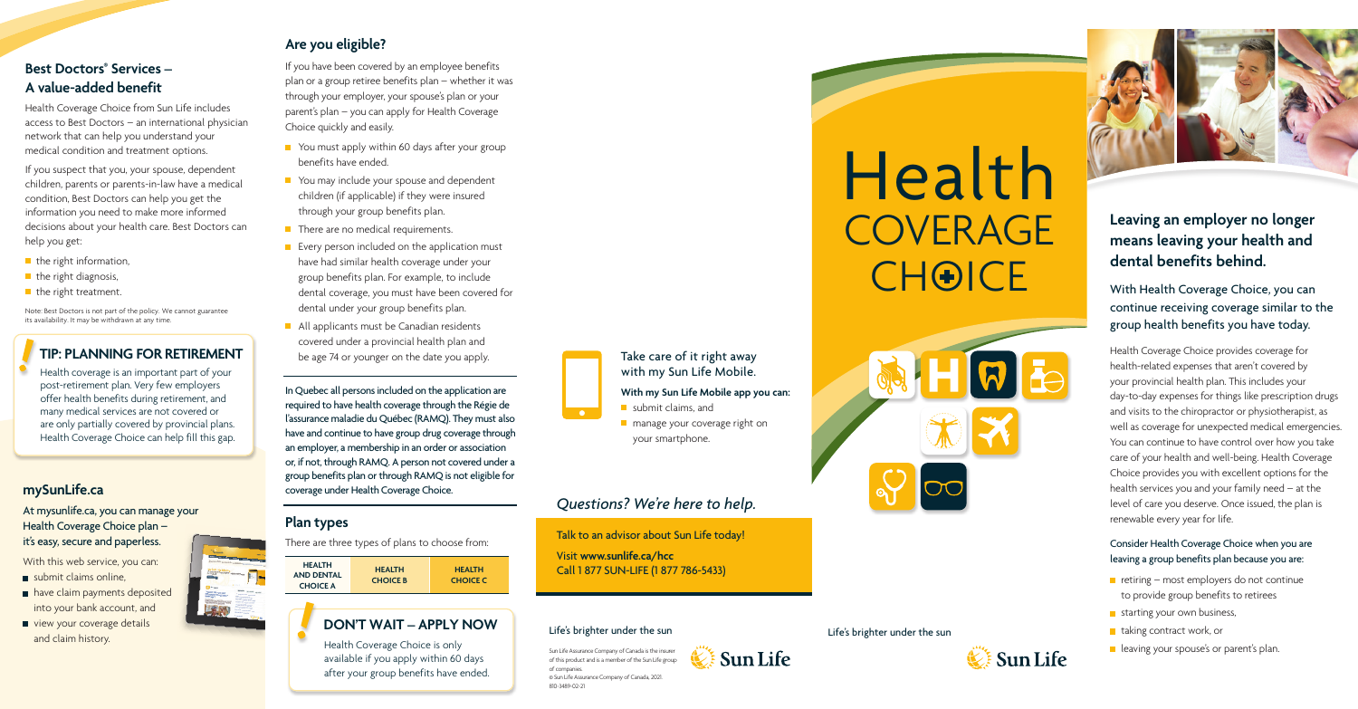## Best Doctors® Services – A value-added benefit

Health Coverage Choice from Sun Life includes access to Best Doctors – an international physician network that can help you understand your medical condition and treatment options.

If you suspect that you, your spouse, dependent children, parents or parents-in-law have a medical condition, Best Doctors can help you get the information you need to make more informed decisions about your health care. Best Doctors can help you get:

- the right information,
- the right diagnosis,
- the right treatment.

Note: Best Doctors is not part of the policy. We cannot guarantee its availability. It may be withdrawn at any time.

### TIP: PLANNING FOR RETIREMENT

Health coverage is an important part of your post-retirement plan. Very few employers offer health benefits during retirement, and many medical services are not covered or are only partially covered by provincial plans. Health Coverage Choice can help fill this gap.

## mySunLife.ca

**At mysunlife.ca, you can manage your Health Coverage Choice plan – it's easy, secure and paperless.**

With this web service, you can:

- submit claims online,
- have claim payments deposited into your bank account, and
- view your coverage details and claim history.

## Are you eligible?

If you have been covered by an employee benefits plan or a group retiree benefits plan – whether it was through your employer, your spouse's plan or your parent's plan – you can apply for Health Coverage Choice quickly and easily.

- You must apply within 60 days after your group benefits have ended.
- You may include your spouse and dependent children (if applicable) if they were insured through your group benefits plan.
- There are no medical requirements.
- Every person included on the application must have had similar health coverage under your group benefits plan. For example, to include dental coverage, you must have been covered for dental under your group benefits plan.
- All applicants must be Canadian residents covered under a provincial health plan and be age 74 or younger on the date you apply.

In Quebec all persons included on the application are required to have health coverage through the Régie de l'assurance maladie du Québec (RAMQ). They must also have and continue to have group drug coverage through an employer, a membership in an order or association or, if not, through RAMQ. A person not covered under a group benefits plan or through RAMQ is not eligible for coverage under Health Coverage Choice.

## Plan types

There are three types of plans to choose from:

| HEALTH AND DENTAL CHOICE A | HEALTH CHOICE B | HEALTH CHOICE C |
|---|---|---|

### DON'T WAIT – APPLY NOW

Health Coverage Choice is only available if you apply within 60 days after your group benefits have ended.

### Take care of it right away with my Sun Life Mobile.

**With my Sun Life Mobile app you can:**

- submit claims, and
- manage your coverage right on your smartphone.

## *Questions? We're here to help.*

Talk to an advisor about Sun Life today!

Visit **www.sunlife.ca/hcc**
Call 1 877 SUN-LIFE (1 877 786-5433)

Life's brighter under the sun

Sun Life Assurance Company of Canada is the insurer of this product and is a member of the Sun Life group of companies.
© Sun Life Assurance Company of Canada, 2021.
810-3489-02-21

Sun Life

# Health COVERAGE CHOICE

Life's brighter under the sun

Sun Life

## Leaving an employer no longer means leaving your health and dental benefits behind.

### With Health Coverage Choice, you can continue receiving coverage similar to the group health benefits you have today.

Health Coverage Choice provides coverage for health-related expenses that aren't covered by your provincial health plan. This includes your day-to-day expenses for things like prescription drugs and visits to the chiropractor or physiotherapist, as well as coverage for unexpected medical emergencies. You can continue to have control over how you take care of your health and well-being. Health Coverage Choice provides you with excellent options for the health services you and your family need – at the level of care you deserve. Once issued, the plan is renewable every year for life.

**Consider Health Coverage Choice when you are leaving a group benefits plan because you are:**

- retiring – most employers do not continue to provide group benefits to retirees
- starting your own business,
- taking contract work, or
- leaving your spouse's or parent's plan.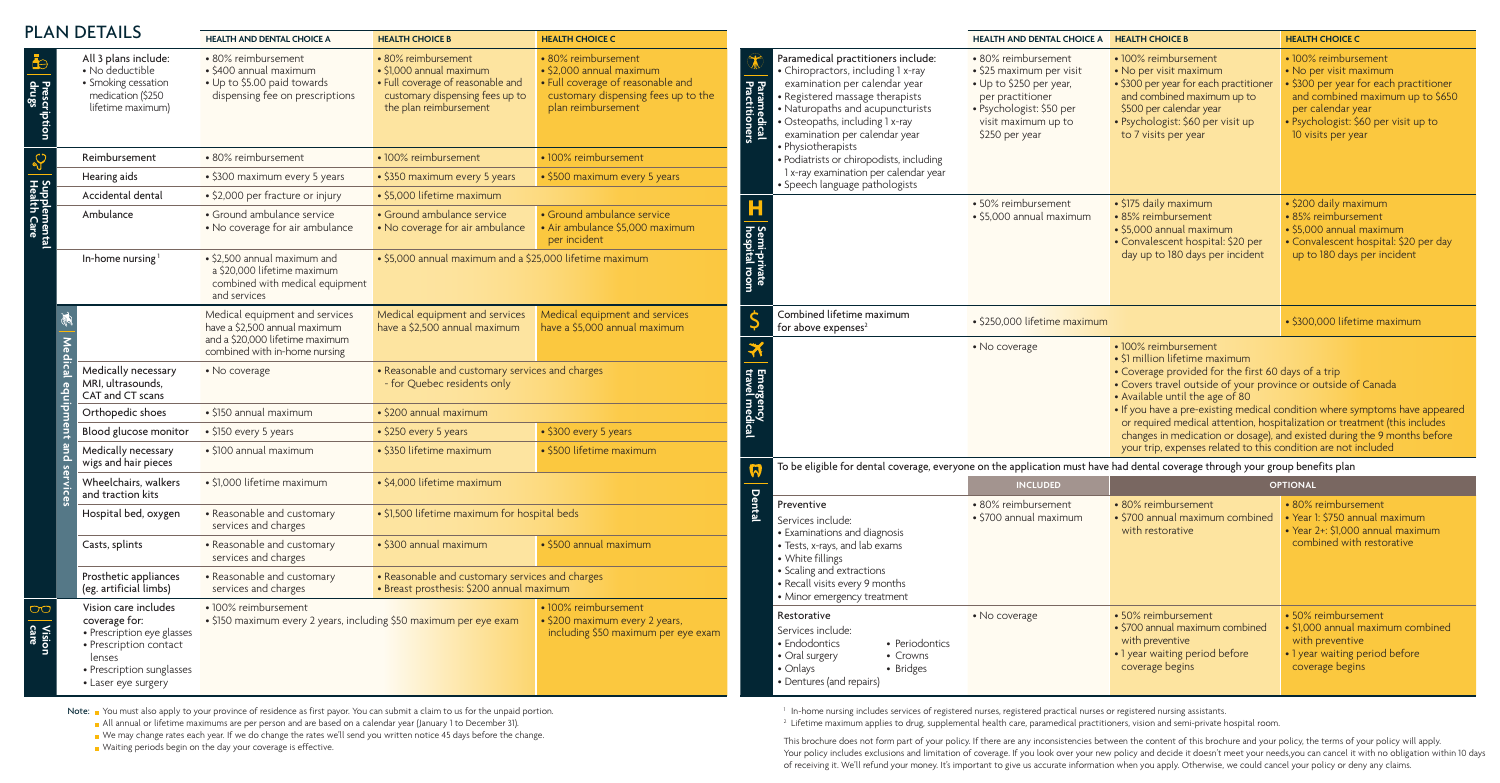## PLAN DETAILS

| | | HEALTH AND DENTAL CHOICE A | HEALTH CHOICE B | HEALTH CHOICE C |
|---|---|---|---|---|
| Prescription drugs | All 3 plans include: • No deductible • Smoking cessation medication ($250 lifetime maximum) | • 80% reimbursement • $400 annual maximum • Up to $5.00 paid towards dispensing fee on prescriptions | • 80% reimbursement • $1,000 annual maximum • Full coverage of reasonable and customary dispensing fees up to the plan reimbursement | • 80% reimbursement • $2,000 annual maximum • Full coverage of reasonable and customary dispensing fees up to the plan reimbursement |
| Supplemental Health Care | Reimbursement | • 80% reimbursement | • 100% reimbursement | • 100% reimbursement |
| | Hearing aids | • $300 maximum every 5 years | • $350 maximum every 5 years | • $500 maximum every 5 years |
| | Accidental dental | • $2,000 per fracture or injury | • $5,000 lifetime maximum | |
| | Ambulance | • Ground ambulance service • No coverage for air ambulance | • Ground ambulance service • No coverage for air ambulance | • Ground ambulance service • Air ambulance $5,000 maximum per incident |
| | In-home nursing[1] | • $2,500 annual maximum and a $20,000 lifetime maximum combined with medical equipment and services | • $5,000 annual maximum and a $25,000 lifetime maximum | |
| Medical equipment and services | | Medical equipment and services have a $2,500 annual maximum and a $20,000 lifetime maximum combined with in-home nursing | Medical equipment and services have a $2,500 annual maximum | Medical equipment and services have a $5,000 annual maximum |
| | Medically necessary MRI, ultrasounds, CAT and CT scans | • No coverage | • Reasonable and customary services and charges - for Quebec residents only | |
| | Orthopedic shoes | • $150 annual maximum | • $200 annual maximum | |
| | Blood glucose monitor | • $150 every 5 years | • $250 every 5 years | • $300 every 5 years |
| | Medically necessary wigs and hair pieces | • $100 annual maximum | • $350 lifetime maximum | • $500 lifetime maximum |
| | Wheelchairs, walkers and traction kits | • $1,000 lifetime maximum | • $4,000 lifetime maximum | |
| | Hospital bed, oxygen | • Reasonable and customary services and charges | • $1,500 lifetime maximum for hospital beds | |
| | Casts, splints | • Reasonable and customary services and charges | • $300 annual maximum | • $500 annual maximum |
| | Prosthetic appliances (eg. artificial limbs) | • Reasonable and customary services and charges | • Reasonable and customary services and charges • Breast prosthesis: $200 annual maximum | |
| Vision care | Vision care includes coverage for: • Prescription eye glasses • Prescription contact lenses • Prescription sunglasses • Laser eye surgery | • 100% reimbursement • $150 maximum every 2 years, including $50 maximum per eye exam | | • 100% reimbursement • $200 maximum every 2 years, including $50 maximum per eye exam |

Note:
- You must also apply to your province of residence as first payor. You can submit a claim to us for the unpaid portion.
- All annual or lifetime maximums are per person and are based on a calendar year (January 1 to December 31).
- We may change rates each year. If we do change the rates we'll send you written notice 45 days before the change.
- Waiting periods begin on the day your coverage is effective.

| | | HEALTH AND DENTAL CHOICE A | HEALTH CHOICE B | HEALTH CHOICE C |
|---|---|---|---|---|
| Paramedical Practitioners | Paramedical practitioners include: • Chiropractors, including 1 x-ray examination per calendar year • Registered massage therapists • Naturopaths and acupuncturists • Osteopaths, including 1 x-ray examination per calendar year • Physiotherapists • Podiatrists or chiropodists, including 1 x-ray examination per calendar year • Speech language pathologists | • 80% reimbursement • $25 maximum per visit • Up to $250 per year, per practitioner • Psychologist: $50 per visit maximum up to $250 per year | • 100% reimbursement • No per visit maximum • $300 per year for each practitioner and combined maximum up to $500 per calendar year • Psychologist: $60 per visit up to 7 visits per year | • 100% reimbursement • No per visit maximum • $300 per year for each practitioner and combined maximum up to $650 per calendar year • Psychologist: $60 per visit up to 10 visits per year |
| Semi-private hospital room | | • 50% reimbursement • $5,000 annual maximum | • $175 daily maximum • 85% reimbursement • $5,000 annual maximum • Convalescent hospital: $20 per day up to 180 days per incident | • $200 daily maximum • 85% reimbursement • $5,000 annual maximum • Convalescent hospital: $20 per day up to 180 days per incident |
| $ | Combined lifetime maximum for above expenses[2] | • $250,000 lifetime maximum | | • $300,000 lifetime maximum |
| Emergency travel medical | | • No coverage | • 100% reimbursement • $1 million lifetime maximum • Coverage provided for the first 60 days of a trip • Covers travel outside of your province or outside of Canada • Available until the age of 80 • If you have a pre-existing medical condition where symptoms have appeared or required medical attention, hospitalization or treatment (this includes changes in medication or dosage), and existed during the 9 months before your trip, expenses related to this condition are not included | |

To be eligible for dental coverage, everyone on the application must have had dental coverage through your group benefits plan

| Dental | INCLUDED | OPTIONAL | |
|---|---|---|---|
| Preventive Services include: • Examinations and diagnosis • Tests, x-rays, and lab exams • White fillings • Scaling and extractions • Recall visits every 9 months • Minor emergency treatment | • 80% reimbursement • $700 annual maximum | • 80% reimbursement • $700 annual maximum combined with restorative | • 80% reimbursement • Year 1: $750 annual maximum • Year 2+: $1,000 annual maximum combined with restorative |
| Restorative Services include: • Endodontics • Oral surgery • Onlays • Dentures (and repairs) • Periodontics • Crowns • Bridges | • No coverage | • 50% reimbursement • $700 annual maximum combined with preventive • 1 year waiting period before coverage begins | • 50% reimbursement • $1,000 annual maximum combined with preventive • 1 year waiting period before coverage begins |

[1] In-home nursing includes services of registered nurses, registered practical nurses or registered nursing assistants.

[2] Lifetime maximum applies to drug, supplemental health care, paramedical practitioners, vision and semi-private hospital room.

This brochure does not form part of your policy. If there are any inconsistencies between the content of this brochure and your policy, the terms of your policy will apply. Your policy includes exclusions and limitation of coverage. If you look over your new policy and decide it doesn't meet your needs,you can cancel it with no obligation within 10 days of receiving it. We'll refund your money. It's important to give us accurate information when you apply. Otherwise, we could cancel your policy or deny any claims.